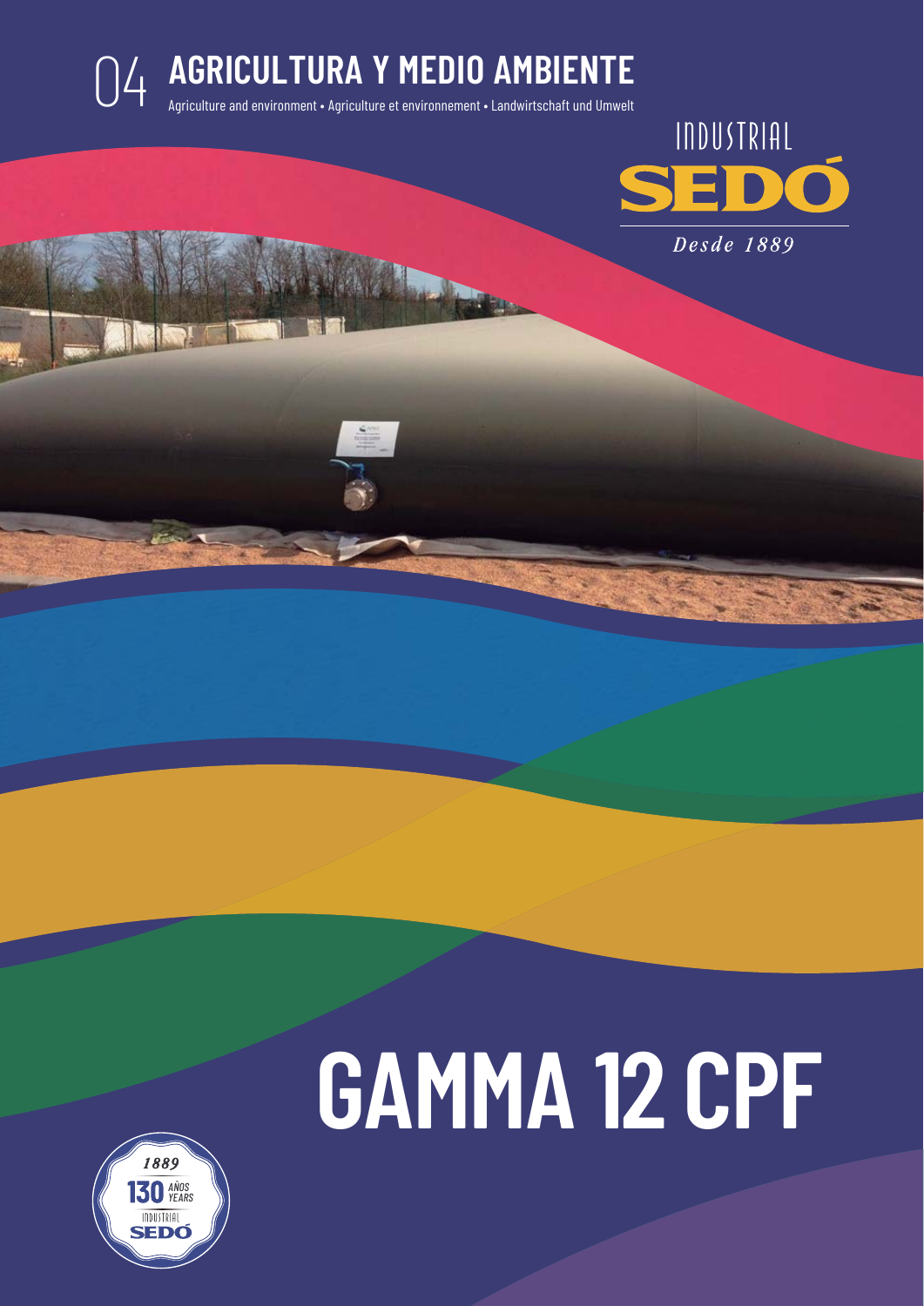# 04 AGRICULTURA Y MEDIO AMBIENTE

Agriculture and environment • Agriculture et environnement • Landwirtschaft und Umwelt

INDUSTRIAL SEDÓ

*Desde 1889*

# GAMMA 12 CPF

1889 130 AÑOS YEARS INDUSTRIAL SEDÓ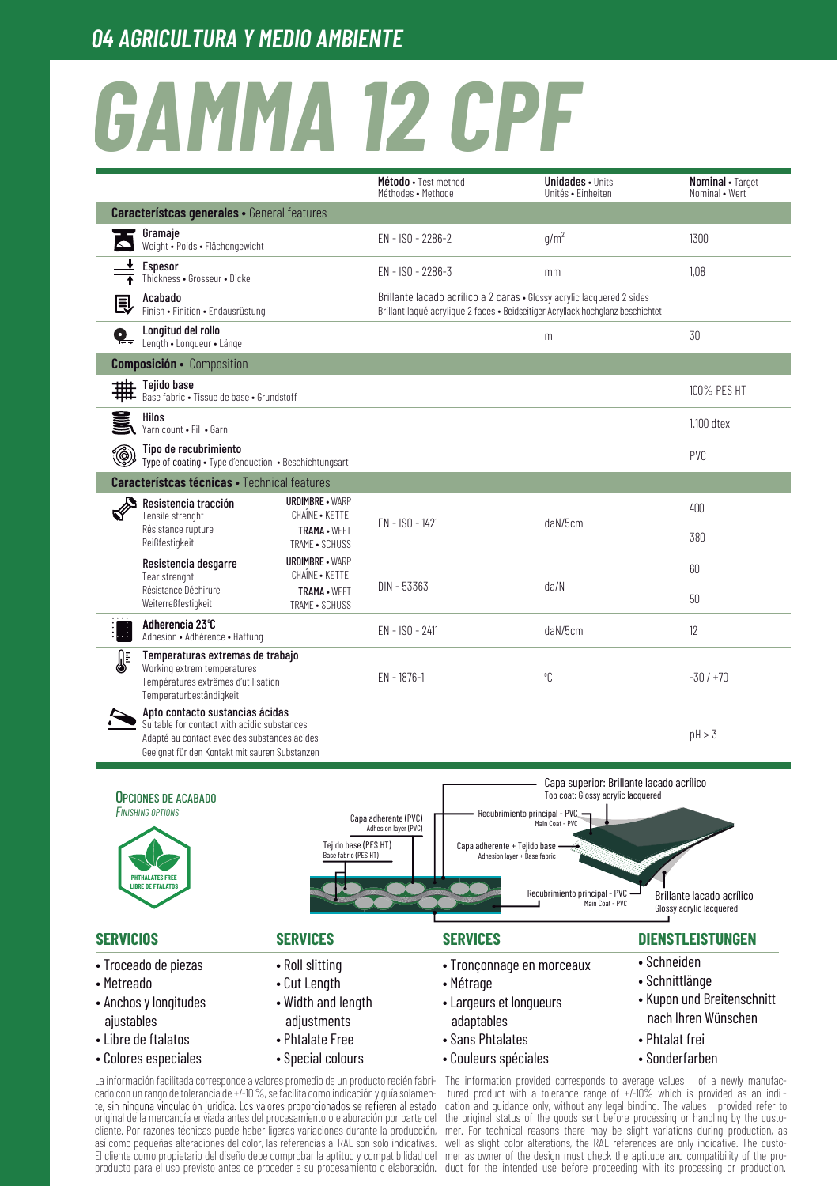## 04 AGRICULTURA Y MEDIO AMBIENTE

# GAMMA 12 CPF

| | | Método • Test method Méthodes • Methode | Unidades • Units Unités • Einheiten | Nominal • Target Nominal • Wert |
|---|---|---|---|---|
| **Caracteristcas generales • General features** | | | | |
| **Gramaje** Weight • Poids • Flächengewicht | | EN - ISO - 2286-2 | g/m² | 1300 |
| **Espesor** Thickness • Grosseur • Dicke | | EN - ISO - 2286-3 | mm | 1,08 |
| **Acabado** Finish • Finition • Endausrüstung | | Brillante lacado acrílico a 2 caras • Glossy acrylic lacquered 2 sides Brillant laqué acrylique 2 faces • Beidseitiger Acryllack hochglanz beschichtet | | |
| **Longitud del rollo** Length • Longueur • Länge | | | m | 30 |
| **Composición • Composition** | | | | |
| **Tejido base** Base fabric • Tissue de base • Grundstoff | | | | 100% PES HT |
| **Hilos** Yarn count • Fil • Garn | | | | 1.100 dtex |
| **Tipo de recubrimiento** Type of coating • Type d'enduction • Beschichtungsart | | | | PVC |
| **Caracteristcas técnicas • Technical features** | | | | |
| **Resistencia tracción** Tensile strenght Résistance rupture Reißfestigkeit | **URDIMBRE** • WARP CHAÎNE • KETTE | EN - ISO - 1421 | daN/5cm | 400 |
| | **TRAMA** • WEFT TRAME • SCHUSS | | | 380 |
| **Resistencia desgarre** Tear strenght Résistance Déchirure Weiterreßfestigkeit | **URDIMBRE** • WARP CHAÎNE • KETTE | DIN - 53363 | da/N | 60 |
| | **TRAMA** • WEFT TRAME • SCHUSS | | | 50 |
| **Adherencia 23°C** Adhesion • Adhérence • Haftung | | EN - ISO - 2411 | daN/5cm | 12 |
| **Temperaturas extremas de trabajo** Working extrem temperatures Températures extrêmes d'utilisation Temperaturbeständigkeit | | EN - 1876-1 | °C | -30 / +70 |
| **Apto contacto sustancias ácidas** Suitable for contact with acidic substances Adapté au contact avec des substances acides Geeignet für den Kontakt mit sauren Substanzen | | | | pH > 3 |

**OPCIONES DE ACABADO**
*FINISHING OPTIONS*

PHTHALATES FREE
LIBRE DE FTALATOS

Capa superior: Brillante lacado acrílico
Top coat: Glossy acrylic lacquered

Capa adherente (PVC)
Adhesion layer (PVC)

Recubrimiento principal - PVC
Main Coat - PVC

Tejido base (PES HT)
Base fabric (PES HT)

Capa adherente + Tejido base
Adhesion layer + Base fabric

Recubrimiento principal - PVC
Main Coat - PVC

Brillante lacado acrílico
Glossy acrylic lacquered

### SERVICIOS

- Troceado de piezas
- Metreado
- Anchos y longitudes ajustables
- Libre de ftalatos
- Colores especiales

### SERVICES

- Roll slitting
- Cut Length
- Width and length adjustments
- Phtalate Free
- Special colours

### SERVICES

- Tronçonnage en morceaux
- Métrage
- Largeurs et longueurs adaptables
- Sans Phtalates
- Couleurs spéciales

### DIENSTLEISTUNGEN

- Schneiden
- Schnittlänge
- Kupon und Breitenschnitt nach Ihren Wünschen
- Phtalat frei
- Sonderfarben

La información facilitada corresponde a valores promedio de un producto recién fabricado con un rango de tolerancia de +/-10 %, se facilita como indicación y guía solamente, sin ninguna vinculación jurídica. Los valores proporcionados se refieren al estado original de la mercancía enviada antes del procesamiento o elaboración por parte del cliente. Por razones técnicas puede haber ligeras variaciones durante la producción, así como pequeñas alteraciones del color, las referencias al RAL son solo indicativas. El cliente como propietario del diseño debe comprobar la aptitud y compatibilidad del producto para el uso previsto antes de proceder a su procesamiento o elaboración.

The information provided corresponds to average values of a newly manufactured product with a tolerance range of +/-10% which is provided as an indication and guidance only, without any legal binding. The values provided refer to the original status of the goods sent before processing or handling by the customer. For technical reasons there may be slight variations during production, as well as slight color alterations, the RAL references are only indicative. The customer as owner of the design must check the aptitude and compatibility of the product for the intended use before proceeding with its processing or production.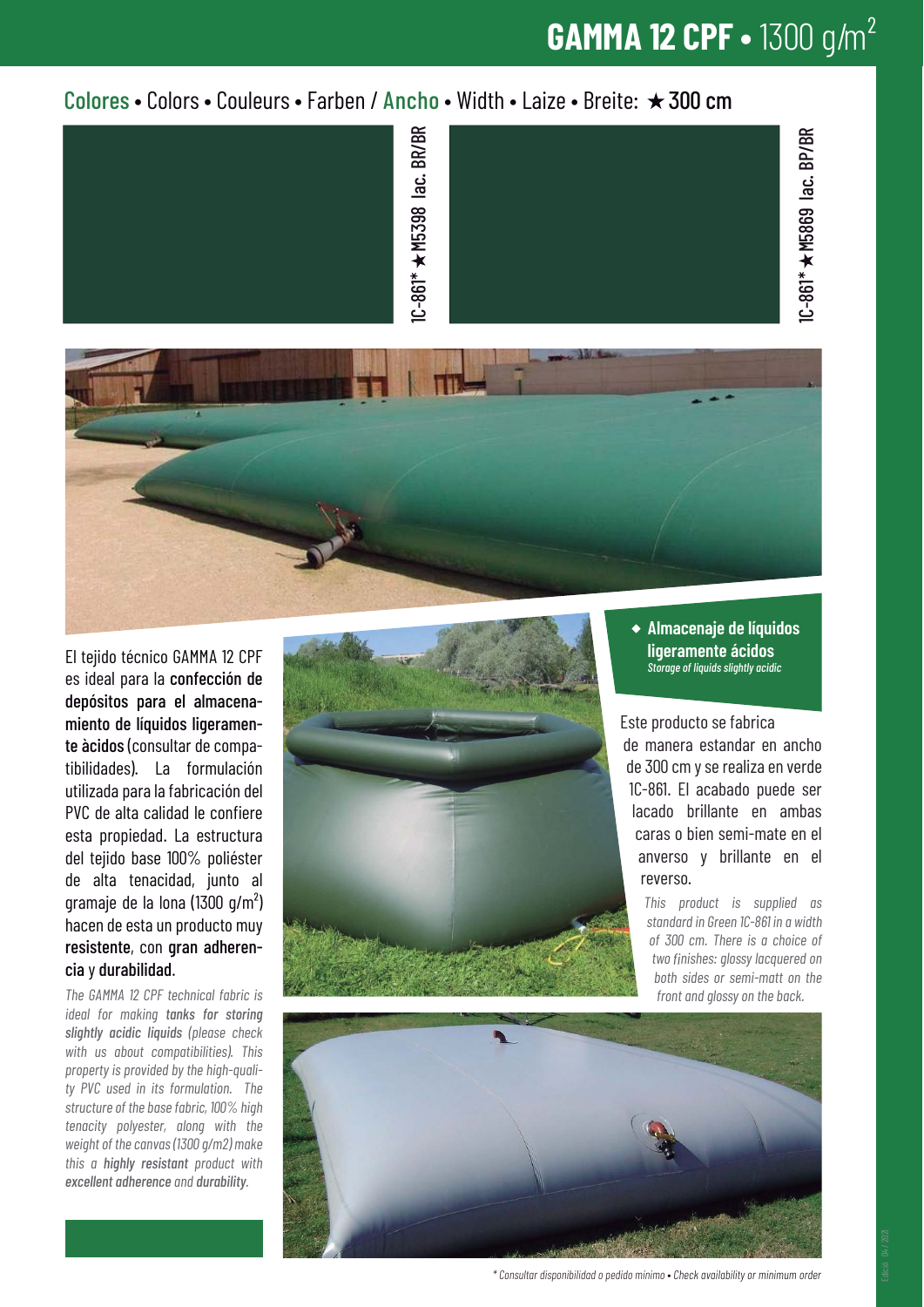# GAMMA 12 CPF • 1300 g/m²

**Colores** • Colors • Couleurs • Farben / **Ancho** • Width • Laize • Breite: ★ **300 cm**

1C-861* ★ M5398 lac. BR/BR

1C-861* ★ M5869 lac. BP/BR

El tejido técnico GAMMA 12 CPF es ideal para la **confección de depósitos para el almacenamiento de líquidos ligeramente àcidos** (consultar de compatibilidades). La formulación utilizada para la fabricación del PVC de alta calidad le confiere esta propiedad. La estructura del tejido base 100% poliéster de alta tenacidad, junto al gramaje de la lona (1300 g/m²) hacen de esta un producto muy **resistente**, con **gran adherencia** y **durabilidad**.

*The GAMMA 12 CPF technical fabric is ideal for making **tanks for storing slightly acidic liquids** (please check with us about compatibilities). This property is provided by the high-quality PVC used in its formulation. The structure of the base fabric, 100% high tenacity polyester, along with the weight of the canvas (1300 g/m2) make this a **highly resistant** product with **excellent adherence** and **durability**.*

◆ **Almacenaje de líquidos ligeramente ácidos**
*Storage of liquids slightly acidic*

Este producto se fabrica de manera estandar en ancho de 300 cm y se realiza en verde 1C-861. El acabado puede ser lacado brillante en ambas caras o bien semi-mate en el anverso y brillante en el reverso.

*This product is supplied as standard in Green 1C-861 in a width of 300 cm. There is a choice of two finishes: glossy lacquered on both sides or semi-matt on the front and glossy on the back.*

*\* Consultar disponibilidad o pedido mínimo • Check availability or minimum order*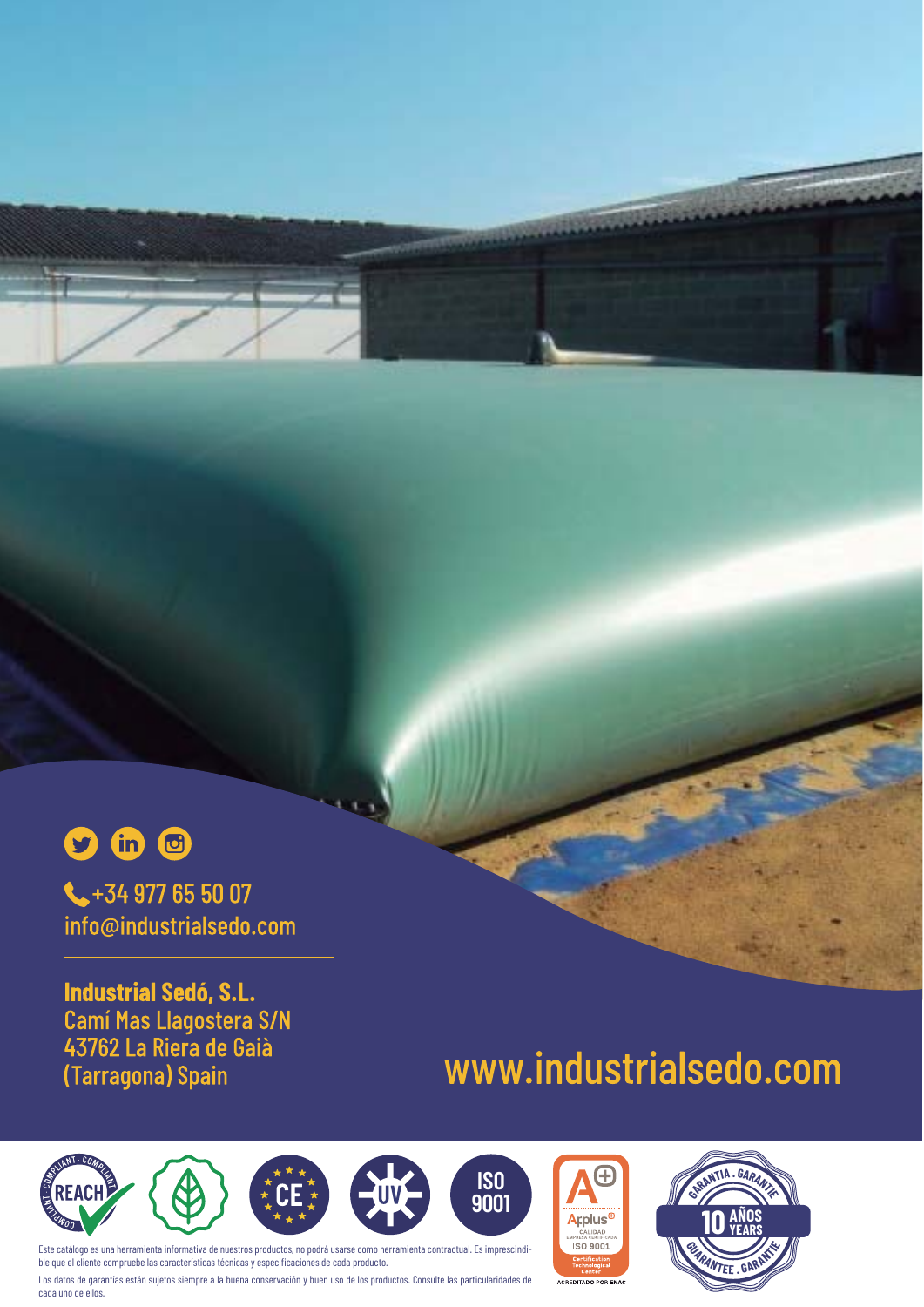+34 977 65 50 07
info@industrialsedo.com

**Industrial Sedó, S.L.**
Camí Mas Llagostera S/N
43762 La Riera de Gaià
(Tarragona) Spain

www.industrialsedo.com

Este catálogo es una herramienta informativa de nuestros productos, no podrá usarse como herramienta contractual. Es imprescindible que el cliente compruebe las características técnicas y especificaciones de cada producto.

Los datos de garantías están sujetos siempre a la buena conservación y buen uso de los productos. Consulte las particularidades de cada uno de ellos.